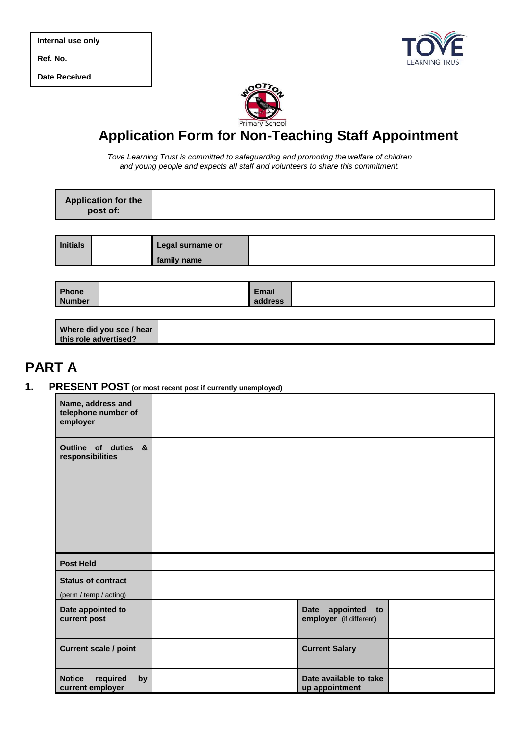| Internal use only |
|---|
| Ref. No.________________ |
| Date Received ___________ |

# Application Form for Non-Teaching Staff Appointment

*Tove Learning Trust is committed to safeguarding and promoting the welfare of children and young people and expects all staff and volunteers to share this commitment.*

| Application for the post of: | |
|---|---|

| Initials | | Legal surname or family name | |
|---|---|---|---|

| Phone Number | | Email address | |
|---|---|---|---|

| Where did you see / hear this role advertised? | |
|---|---|

# PART A

## 1. PRESENT POST (or most recent post if currently unemployed)

| Name, address and telephone number of employer | | | |
|---|---|---|---|
| Outline of duties & responsibilities | | | |
| Post Held | | | |
| Status of contract (perm / temp / acting) | | | |
| Date appointed to current post | | Date appointed to employer (if different) | |
| Current scale / point | | Current Salary | |
| Notice required by current employer | | Date available to take up appointment | |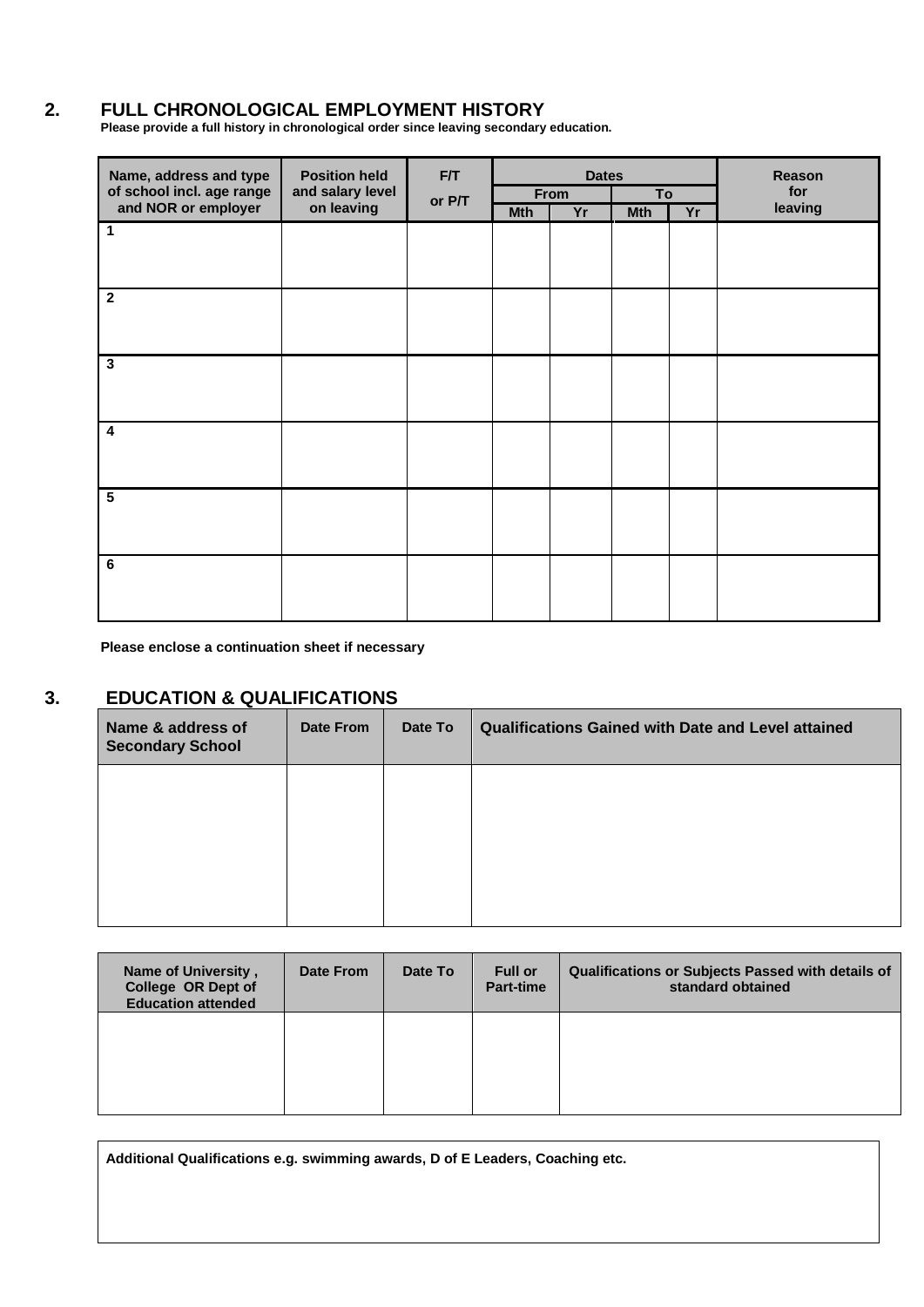## 2. FULL CHRONOLOGICAL EMPLOYMENT HISTORY

**Please provide a full history in chronological order since leaving secondary education.**

| Name, address and type of school incl. age range and NOR or employer | Position held and salary level on leaving | F/T or P/T | Dates | | | | Reason for leaving |
|---|---|---|---|---|---|---|---|
| | | | From | | To | | |
| | | | Mth | Yr | Mth | Yr | |
| 1 | | | | | | | |
| 2 | | | | | | | |
| 3 | | | | | | | |
| 4 | | | | | | | |
| 5 | | | | | | | |
| 6 | | | | | | | |

**Please enclose a continuation sheet if necessary**

## 3. EDUCATION & QUALIFICATIONS

| Name & address of Secondary School | Date From | Date To | Qualifications Gained with Date and Level attained |
|---|---|---|---|
| | | | |

| Name of University , College OR Dept of Education attended | Date From | Date To | Full or Part-time | Qualifications or Subjects Passed with details of standard obtained |
|---|---|---|---|---|
| | | | | |

| Additional Qualifications e.g. swimming awards, D of E Leaders, Coaching etc. |
|---|
| |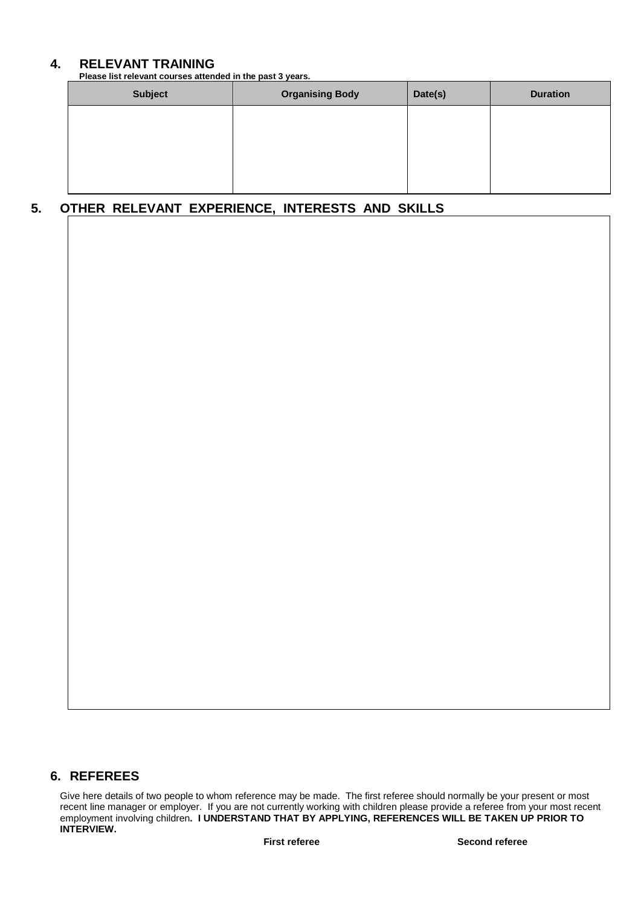## 4. RELEVANT TRAINING

**Please list relevant courses attended in the past 3 years.**

| Subject | Organising Body | Date(s) | Duration |
|---|---|---|---|
| | | | |

## 5. OTHER RELEVANT EXPERIENCE, INTERESTS AND SKILLS

## 6. REFEREES

Give here details of two people to whom reference may be made. The first referee should normally be your present or most recent line manager or employer. If you are not currently working with children please provide a referee from your most recent employment involving children**. I UNDERSTAND THAT BY APPLYING, REFERENCES WILL BE TAKEN UP PRIOR TO INTERVIEW.**

| | First referee | Second referee |
|---|---|---|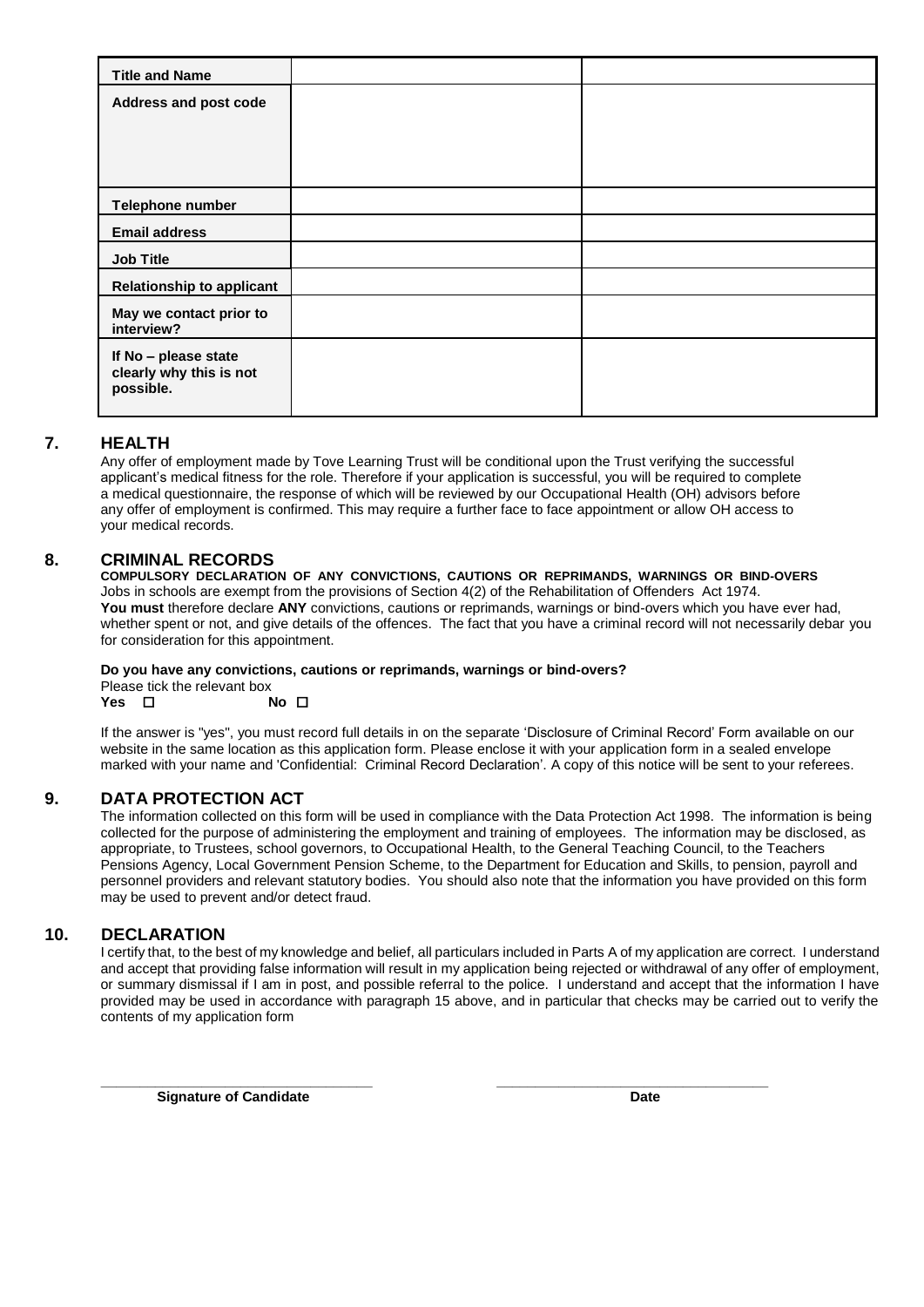| Title and Name | | |
|---|---|---|
| Address and post code | | |
| Telephone number | | |
| Email address | | |
| Job Title | | |
| Relationship to applicant | | |
| May we contact prior to interview? | | |
| If No – please state clearly why this is not possible. | | |

## 7. HEALTH

Any offer of employment made by Tove Learning Trust will be conditional upon the Trust verifying the successful applicant's medical fitness for the role. Therefore if your application is successful, you will be required to complete a medical questionnaire, the response of which will be reviewed by our Occupational Health (OH) advisors before any offer of employment is confirmed. This may require a further face to face appointment or allow OH access to your medical records.

## 8. CRIMINAL RECORDS

**COMPULSORY DECLARATION OF ANY CONVICTIONS, CAUTIONS OR REPRIMANDS, WARNINGS OR BIND-OVERS**

Jobs in schools are exempt from the provisions of Section 4(2) of the Rehabilitation of Offenders Act 1974.

**You must** therefore declare **ANY** convictions, cautions or reprimands, warnings or bind-overs which you have ever had, whether spent or not, and give details of the offences. The fact that you have a criminal record will not necessarily debar you for consideration for this appointment.

**Do you have any convictions, cautions or reprimands, warnings or bind-overs?**

Please tick the relevant box

**Yes** ☐ **No** ☐

If the answer is "yes", you must record full details in on the separate 'Disclosure of Criminal Record' Form available on our website in the same location as this application form. Please enclose it with your application form in a sealed envelope marked with your name and 'Confidential: Criminal Record Declaration'. A copy of this notice will be sent to your referees.

## 9. DATA PROTECTION ACT

The information collected on this form will be used in compliance with the Data Protection Act 1998. The information is being collected for the purpose of administering the employment and training of employees. The information may be disclosed, as appropriate, to Trustees, school governors, to Occupational Health, to the General Teaching Council, to the Teachers Pensions Agency, Local Government Pension Scheme, to the Department for Education and Skills, to pension, payroll and personnel providers and relevant statutory bodies. You should also note that the information you have provided on this form may be used to prevent and/or detect fraud.

## 10. DECLARATION

I certify that, to the best of my knowledge and belief, all particulars included in Parts A of my application are correct. I understand and accept that providing false information will result in my application being rejected or withdrawal of any offer of employment, or summary dismissal if I am in post, and possible referral to the police. I understand and accept that the information I have provided may be used in accordance with paragraph 15 above, and in particular that checks may be carried out to verify the contents of my application form

\_\_\_\_\_\_\_\_\_\_\_\_\_\_\_\_\_\_\_\_\_\_\_\_\_\_\_\_\_\_ \_\_\_\_\_\_\_\_\_\_\_\_\_\_\_\_\_\_\_\_\_\_\_\_\_\_\_\_\_\_

**Signature of Candidate** **Date**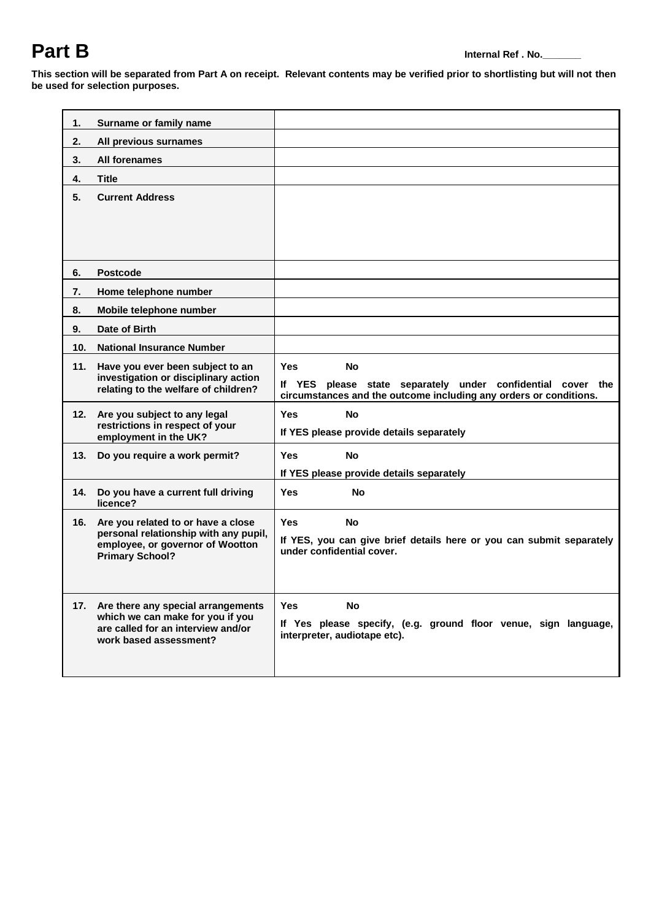# Part B

**Internal Ref . No.\_\_\_\_\_\_\_**

**This section will be separated from Part A on receipt. Relevant contents may be verified prior to shortlisting but will not then be used for selection purposes.**

| | |
|---|---|
| **1. Surname or family name** | |
| **2. All previous surnames** | |
| **3. All forenames** | |
| **4. Title** | |
| **5. Current Address** | |
| **6. Postcode** | |
| **7. Home telephone number** | |
| **8. Mobile telephone number** | |
| **9. Date of Birth** | |
| **10. National Insurance Number** | |
| **11. Have you ever been subject to an investigation or disciplinary action relating to the welfare of children?** | **Yes No**<br>**If YES please state separately under confidential cover the circumstances and the outcome including any orders or conditions.** |
| **12. Are you subject to any legal restrictions in respect of your employment in the UK?** | **Yes No**<br>**If YES please provide details separately** |
| **13. Do you require a work permit?** | **Yes No**<br>**If YES please provide details separately** |
| **14. Do you have a current full driving licence?** | **Yes No** |
| **16. Are you related to or have a close personal relationship with any pupil, employee, or governor of Wootton Primary School?** | **Yes No**<br>**If YES, you can give brief details here or you can submit separately under confidential cover.** |
| **17. Are there any special arrangements which we can make for you if you are called for an interview and/or work based assessment?** | **Yes No**<br>**If Yes please specify, (e.g. ground floor venue, sign language, interpreter, audiotape etc).** |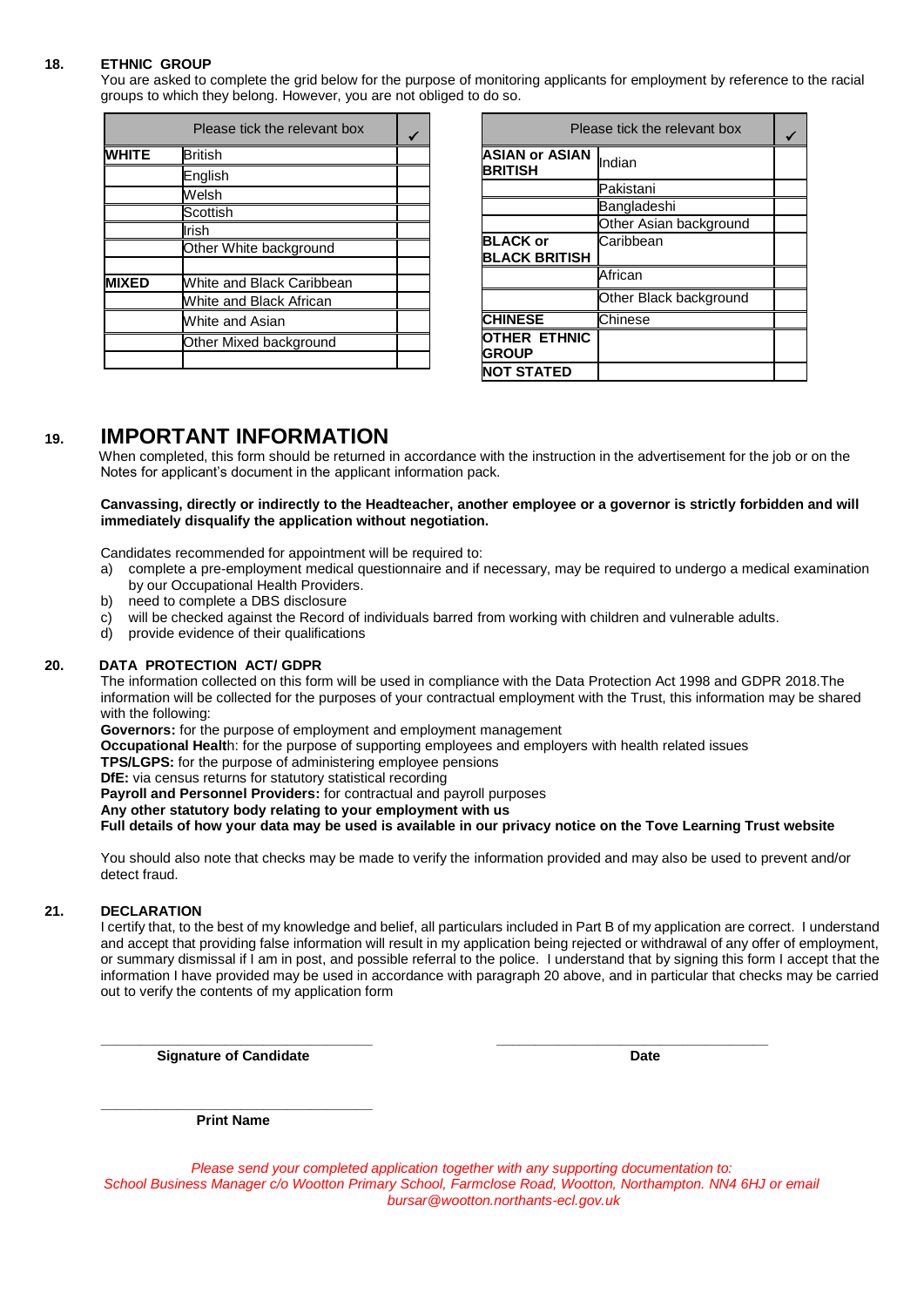**18. ETHNIC GROUP**

You are asked to complete the grid below for the purpose of monitoring applicants for employment by reference to the racial groups to which they belong. However, you are not obliged to do so.

| Please tick the relevant box | | ✓ |
|---|---|---|
| **WHITE** | British | |
| | English | |
| | Welsh | |
| | Scottish | |
| | Irish | |
| | Other White background | |
| | | |
| **MIXED** | White and Black Caribbean | |
| | White and Black African | |
| | White and Asian | |
| | Other Mixed background | |
| | | |

| Please tick the relevant box | | ✓ |
|---|---|---|
| **ASIAN or ASIAN BRITISH** | Indian | |
| | Pakistani | |
| | Bangladeshi | |
| | Other Asian background | |
| **BLACK or BLACK BRITISH** | Caribbean | |
| | African | |
| | Other Black background | |
| **CHINESE** | Chinese | |
| **OTHER ETHNIC GROUP** | | |
| **NOT STATED** | | |

# 19. IMPORTANT INFORMATION

When completed, this form should be returned in accordance with the instruction in the advertisement for the job or on the Notes for applicant's document in the applicant information pack.

**Canvassing, directly or indirectly to the Headteacher, another employee or a governor is strictly forbidden and will immediately disqualify the application without negotiation.**

Candidates recommended for appointment will be required to:

a) complete a pre-employment medical questionnaire and if necessary, may be required to undergo a medical examination by our Occupational Health Providers.
b) need to complete a DBS disclosure
c) will be checked against the Record of individuals barred from working with children and vulnerable adults.
d) provide evidence of their qualifications

**20. DATA PROTECTION ACT/ GDPR**

The information collected on this form will be used in compliance with the Data Protection Act 1998 and GDPR 2018.The information will be collected for the purposes of your contractual employment with the Trust, this information may be shared with the following:

**Governors:** for the purpose of employment and employment management
**Occupational Healt**h: for the purpose of supporting employees and employers with health related issues
**TPS/LGPS:** for the purpose of administering employee pensions
**DfE:** via census returns for statutory statistical recording
**Payroll and Personnel Providers:** for contractual and payroll purposes
**Any other statutory body relating to your employment with us**
**Full details of how your data may be used is available in our privacy notice on the Tove Learning Trust website**

You should also note that checks may be made to verify the information provided and may also be used to prevent and/or detect fraud.

**21. DECLARATION**

I certify that, to the best of my knowledge and belief, all particulars included in Part B of my application are correct. I understand and accept that providing false information will result in my application being rejected or withdrawal of any offer of employment, or summary dismissal if I am in post, and possible referral to the police. I understand that by signing this form I accept that the information I have provided may be used in accordance with paragraph 20 above, and in particular that checks may be carried out to verify the contents of my application form

\_\_\_\_\_\_\_\_\_\_\_\_\_\_\_\_\_\_\_\_\_\_\_\_\_\_\_\_\_\_\_\_ \_\_\_\_\_\_\_\_\_\_\_\_\_\_\_\_\_\_\_\_\_\_\_\_\_\_\_\_\_\_\_\_
**Signature of Candidate** **Date**

\_\_\_\_\_\_\_\_\_\_\_\_\_\_\_\_\_\_\_\_\_\_\_\_\_\_\_\_\_\_\_\_
**Print Name**

*Please send your completed application together with any supporting documentation to:*
*School Business Manager c/o Wootton Primary School, Farmclose Road, Wootton, Northampton. NN4 6HJ or email bursar@wootton.northants-ecl.gov.uk*